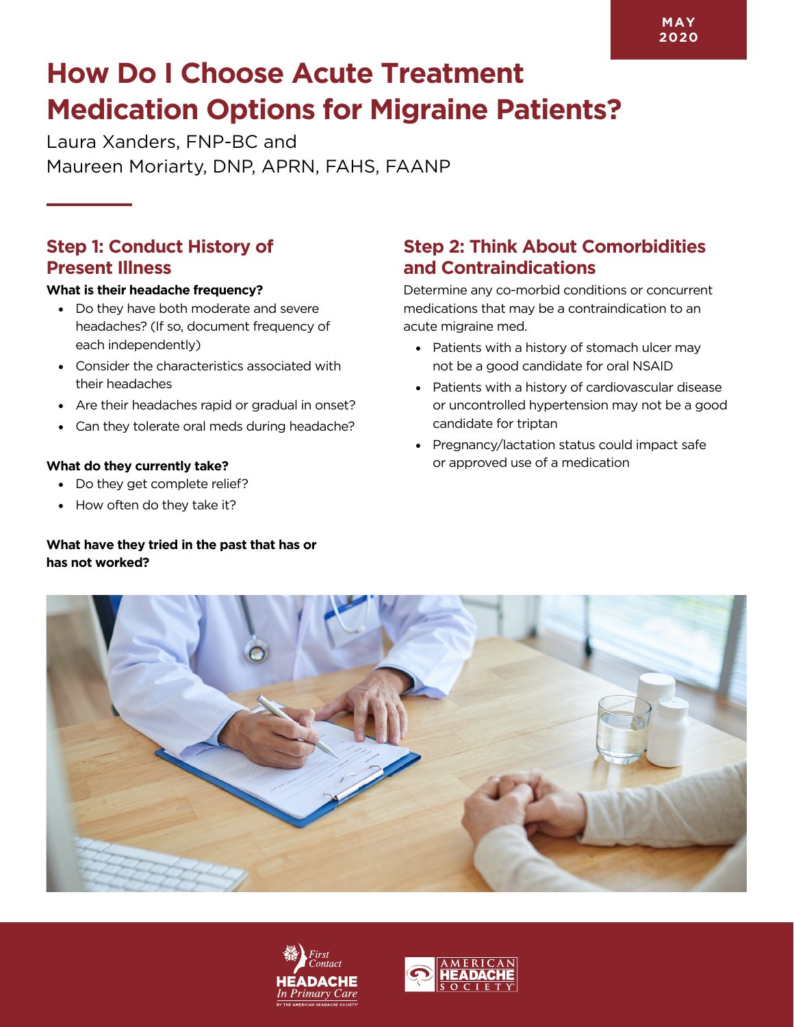MAY 2020

# How Do I Choose Acute Treatment Medication Options for Migraine Patients?

Laura Xanders, FNP-BC and
Maureen Moriarty, DNP, APRN, FAHS, FAANP

## Step 1: Conduct History of Present Illness

**What is their headache frequency?**

- Do they have both moderate and severe headaches? (If so, document frequency of each independently)
- Consider the characteristics associated with their headaches
- Are their headaches rapid or gradual in onset?
- Can they tolerate oral meds during headache?

**What do they currently take?**

- Do they get complete relief?
- How often do they take it?

**What have they tried in the past that has or has not worked?**

## Step 2: Think About Comorbidities and Contraindications

Determine any co-morbid conditions or concurrent medications that may be a contraindication to an acute migraine med.

- Patients with a history of stomach ulcer may not be a good candidate for oral NSAID
- Patients with a history of cardiovascular disease or uncontrolled hypertension may not be a good candidate for triptan
- Pregnancy/lactation status could impact safe or approved use of a medication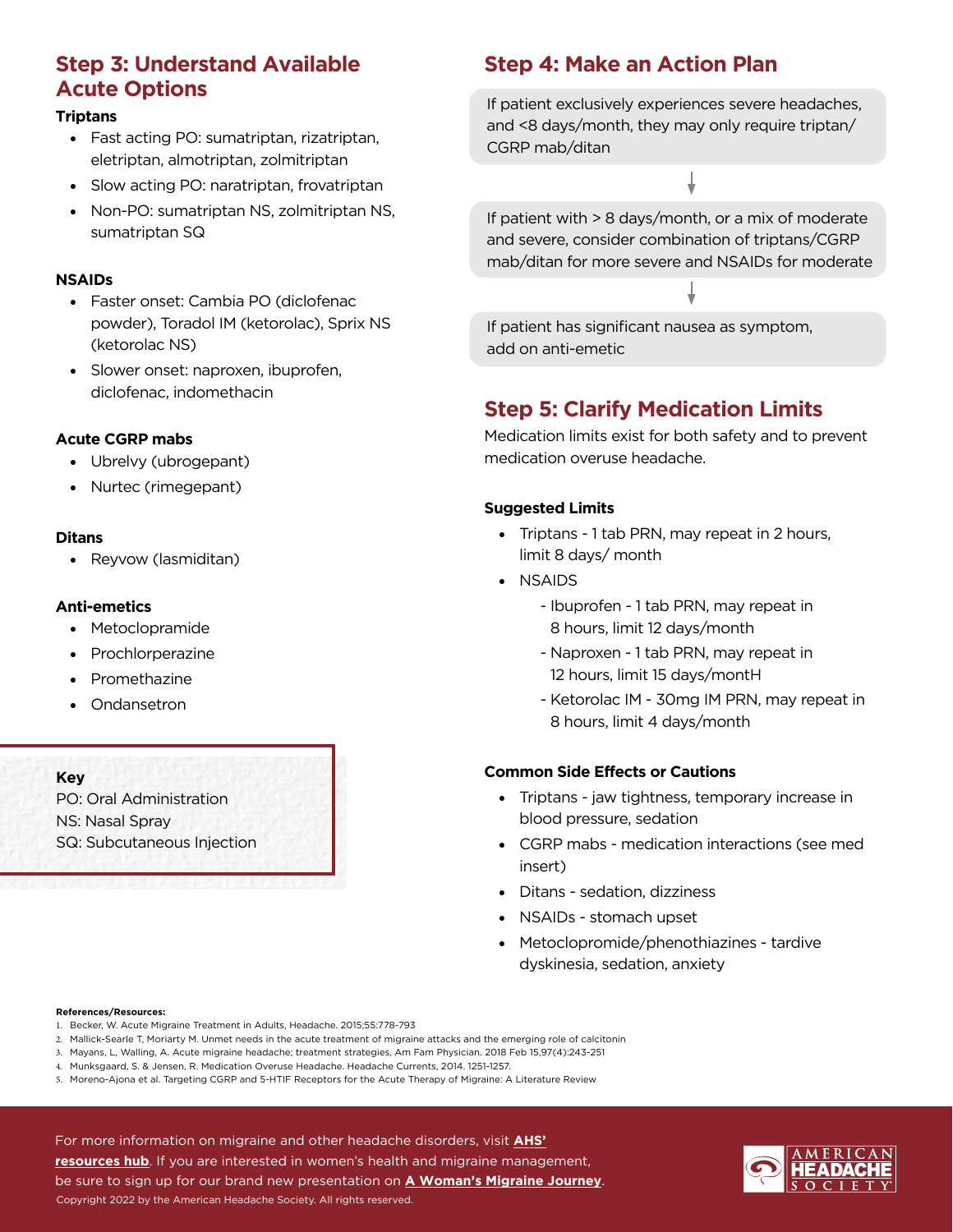## Step 3: Understand Available Acute Options

**Triptans**

- Fast acting PO: sumatriptan, rizatriptan, eletriptan, almotriptan, zolmitriptan
- Slow acting PO: naratriptan, frovatriptan
- Non-PO: sumatriptan NS, zolmitriptan NS, sumatriptan SQ

**NSAIDs**

- Faster onset: Cambia PO (diclofenac powder), Toradol IM (ketorolac), Sprix NS (ketorolac NS)
- Slower onset: naproxen, ibuprofen, diclofenac, indomethacin

**Acute CGRP mabs**

- Ubrelvy (ubrogepant)
- Nurtec (rimegepant)

**Ditans**

- Reyvow (lasmiditan)

**Anti-emetics**

- Metoclopramide
- Prochlorperazine
- Promethazine
- Ondansetron

**Key**
PO: Oral Administration
NS: Nasal Spray
SQ: Subcutaneous Injection

## Step 4: Make an Action Plan

If patient exclusively experiences severe headaches, and <8 days/month, they may only require triptan/ CGRP mab/ditan

↓

If patient with > 8 days/month, or a mix of moderate and severe, consider combination of triptans/CGRP mab/ditan for more severe and NSAIDs for moderate

↓

If patient has significant nausea as symptom, add on anti-emetic

## Step 5: Clarify Medication Limits

Medication limits exist for both safety and to prevent medication overuse headache.

**Suggested Limits**

- Triptans - 1 tab PRN, may repeat in 2 hours, limit 8 days/ month
- NSAIDS
  - Ibuprofen - 1 tab PRN, may repeat in 8 hours, limit 12 days/month
  - Naproxen - 1 tab PRN, may repeat in 12 hours, limit 15 days/montH
  - Ketorolac IM - 30mg IM PRN, may repeat in 8 hours, limit 4 days/month

**Common Side Effects or Cautions**

- Triptans - jaw tightness, temporary increase in blood pressure, sedation
- CGRP mabs - medication interactions (see med insert)
- Ditans - sedation, dizziness
- NSAIDs - stomach upset
- Metoclopromide/phenothiazines - tardive dyskinesia, sedation, anxiety

**References/Resources:**

1. Becker, W. Acute Migraine Treatment in Adults, Headache. 2015;55:778-793
2. Mallick-Searle T, Moriarty M. Unmet needs in the acute treatment of migraine attacks and the emerging role of calcitonin
3. Mayans, L, Walling, A. Acute migraine headache; treatment strategies, Am Fam Physician. 2018 Feb 15,97(4):243-251
4. Munksgaard, S. & Jensen, R. Medication Overuse Headache. Headache Currents, 2014. 1251-1257.
5. Moreno-Ajona et al. Targeting CGRP and 5-HTIF Receptors for the Acute Therapy of Migraine: A Literature Review

For more information on migraine and other headache disorders, visit **AHS' resources hub**. If you are interested in women's health and migraine management, be sure to sign up for our brand new presentation on **A Woman's Migraine Journey**.

Copyright 2022 by the American Headache Society. All rights reserved.

AMERICAN HEADACHE SOCIETY